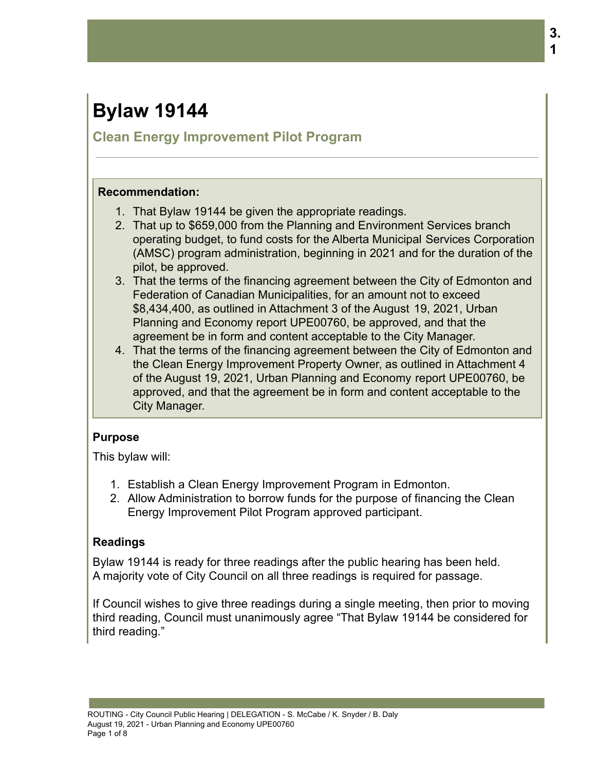3.1

# Bylaw 19144

## Clean Energy Improvement Pilot Program

**Recommendation:**

1. That Bylaw 19144 be given the appropriate readings.
2. That up to $659,000 from the Planning and Environment Services branch operating budget, to fund costs for the Alberta Municipal Services Corporation (AMSC) program administration, beginning in 2021 and for the duration of the pilot, be approved.
3. That the terms of the financing agreement between the City of Edmonton and Federation of Canadian Municipalities, for an amount not to exceed $8,434,400, as outlined in Attachment 3 of the August 19, 2021, Urban Planning and Economy report UPE00760, be approved, and that the agreement be in form and content acceptable to the City Manager.
4. That the terms of the financing agreement between the City of Edmonton and the Clean Energy Improvement Property Owner, as outlined in Attachment 4 of the August 19, 2021, Urban Planning and Economy report UPE00760, be approved, and that the agreement be in form and content acceptable to the City Manager.

### Purpose

This bylaw will:

1. Establish a Clean Energy Improvement Program in Edmonton.
2. Allow Administration to borrow funds for the purpose of financing the Clean Energy Improvement Pilot Program approved participant.

### Readings

Bylaw 19144 is ready for three readings after the public hearing has been held. A majority vote of City Council on all three readings is required for passage.

If Council wishes to give three readings during a single meeting, then prior to moving third reading, Council must unanimously agree "That Bylaw 19144 be considered for third reading."

ROUTING - City Council Public Hearing | DELEGATION - S. McCabe / K. Snyder / B. Daly
August 19, 2021 - Urban Planning and Economy UPE00760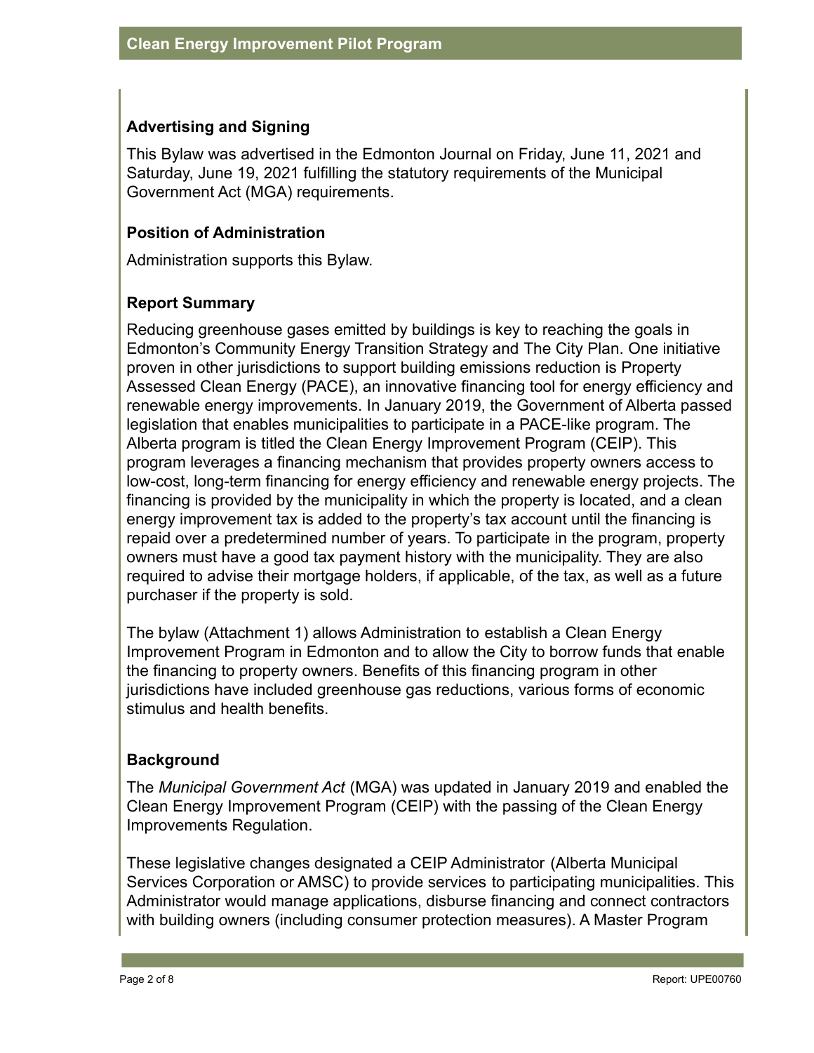## Advertising and Signing

This Bylaw was advertised in the Edmonton Journal on Friday, June 11, 2021 and Saturday, June 19, 2021 fulfilling the statutory requirements of the Municipal Government Act (MGA) requirements.

## Position of Administration

Administration supports this Bylaw.

## Report Summary

Reducing greenhouse gases emitted by buildings is key to reaching the goals in Edmonton's Community Energy Transition Strategy and The City Plan. One initiative proven in other jurisdictions to support building emissions reduction is Property Assessed Clean Energy (PACE), an innovative financing tool for energy efficiency and renewable energy improvements. In January 2019, the Government of Alberta passed legislation that enables municipalities to participate in a PACE-like program. The Alberta program is titled the Clean Energy Improvement Program (CEIP). This program leverages a financing mechanism that provides property owners access to low-cost, long-term financing for energy efficiency and renewable energy projects. The financing is provided by the municipality in which the property is located, and a clean energy improvement tax is added to the property's tax account until the financing is repaid over a predetermined number of years. To participate in the program, property owners must have a good tax payment history with the municipality. They are also required to advise their mortgage holders, if applicable, of the tax, as well as a future purchaser if the property is sold.

The bylaw (Attachment 1) allows Administration to establish a Clean Energy Improvement Program in Edmonton and to allow the City to borrow funds that enable the financing to property owners. Benefits of this financing program in other jurisdictions have included greenhouse gas reductions, various forms of economic stimulus and health benefits.

## Background

The *Municipal Government Act* (MGA) was updated in January 2019 and enabled the Clean Energy Improvement Program (CEIP) with the passing of the Clean Energy Improvements Regulation.

These legislative changes designated a CEIP Administrator (Alberta Municipal Services Corporation or AMSC) to provide services to participating municipalities. This Administrator would manage applications, disburse financing and connect contractors with building owners (including consumer protection measures). A Master Program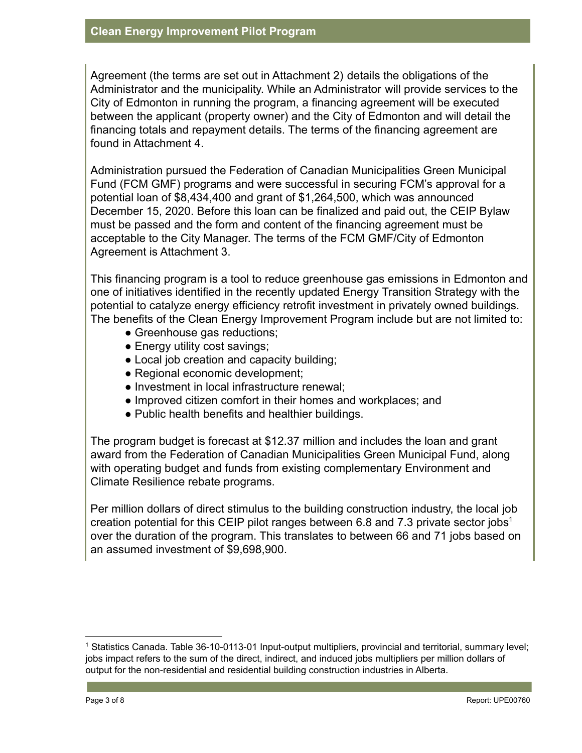Agreement (the terms are set out in Attachment 2) details the obligations of the Administrator and the municipality. While an Administrator will provide services to the City of Edmonton in running the program, a financing agreement will be executed between the applicant (property owner) and the City of Edmonton and will detail the financing totals and repayment details. The terms of the financing agreement are found in Attachment 4.

Administration pursued the Federation of Canadian Municipalities Green Municipal Fund (FCM GMF) programs and were successful in securing FCM's approval for a potential loan of $8,434,400 and grant of $1,264,500, which was announced December 15, 2020. Before this loan can be finalized and paid out, the CEIP Bylaw must be passed and the form and content of the financing agreement must be acceptable to the City Manager. The terms of the FCM GMF/City of Edmonton Agreement is Attachment 3.

This financing program is a tool to reduce greenhouse gas emissions in Edmonton and one of initiatives identified in the recently updated Energy Transition Strategy with the potential to catalyze energy efficiency retrofit investment in privately owned buildings. The benefits of the Clean Energy Improvement Program include but are not limited to:

- Greenhouse gas reductions;
- Energy utility cost savings;
- Local job creation and capacity building;
- Regional economic development;
- Investment in local infrastructure renewal;
- Improved citizen comfort in their homes and workplaces; and
- Public health benefits and healthier buildings.

The program budget is forecast at $12.37 million and includes the loan and grant award from the Federation of Canadian Municipalities Green Municipal Fund, along with operating budget and funds from existing complementary Environment and Climate Resilience rebate programs.

Per million dollars of direct stimulus to the building construction industry, the local job creation potential for this CEIP pilot ranges between 6.8 and 7.3 private sector jobs[1] over the duration of the program. This translates to between 66 and 71 jobs based on an assumed investment of $9,698,900.

---

[1] Statistics Canada. Table 36-10-0113-01 Input-output multipliers, provincial and territorial, summary level; jobs impact refers to the sum of the direct, indirect, and induced jobs multipliers per million dollars of output for the non-residential and residential building construction industries in Alberta.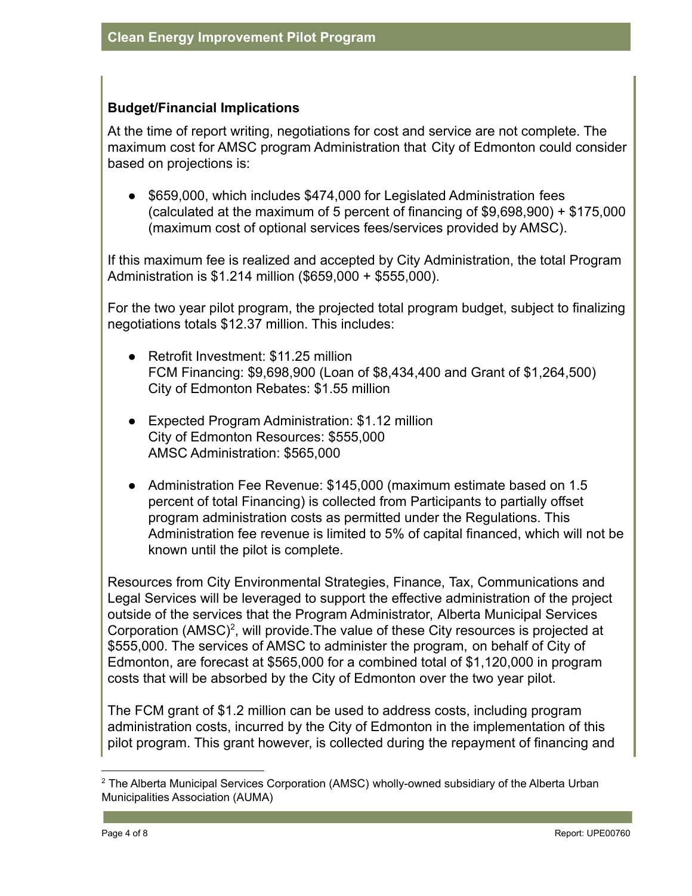### Budget/Financial Implications

At the time of report writing, negotiations for cost and service are not complete. The maximum cost for AMSC program Administration that City of Edmonton could consider based on projections is:

- $659,000, which includes $474,000 for Legislated Administration fees (calculated at the maximum of 5 percent of financing of $9,698,900) + $175,000 (maximum cost of optional services fees/services provided by AMSC).

If this maximum fee is realized and accepted by City Administration, the total Program Administration is $1.214 million ($659,000 + $555,000).

For the two year pilot program, the projected total program budget, subject to finalizing negotiations totals $12.37 million. This includes:

- Retrofit Investment: $11.25 million
  FCM Financing: $9,698,900 (Loan of $8,434,400 and Grant of $1,264,500)
  City of Edmonton Rebates: $1.55 million

- Expected Program Administration: $1.12 million
  City of Edmonton Resources: $555,000
  AMSC Administration: $565,000

- Administration Fee Revenue: $145,000 (maximum estimate based on 1.5 percent of total Financing) is collected from Participants to partially offset program administration costs as permitted under the Regulations. This Administration fee revenue is limited to 5% of capital financed, which will not be known until the pilot is complete.

Resources from City Environmental Strategies, Finance, Tax, Communications and Legal Services will be leveraged to support the effective administration of the project outside of the services that the Program Administrator, Alberta Municipal Services Corporation (AMSC)[2], will provide.The value of these City resources is projected at $555,000. The services of AMSC to administer the program, on behalf of City of Edmonton, are forecast at $565,000 for a combined total of $1,120,000 in program costs that will be absorbed by the City of Edmonton over the two year pilot.

The FCM grant of $1.2 million can be used to address costs, including program administration costs, incurred by the City of Edmonton in the implementation of this pilot program. This grant however, is collected during the repayment of financing and

---

[2] The Alberta Municipal Services Corporation (AMSC) wholly-owned subsidiary of the Alberta Urban Municipalities Association (AUMA)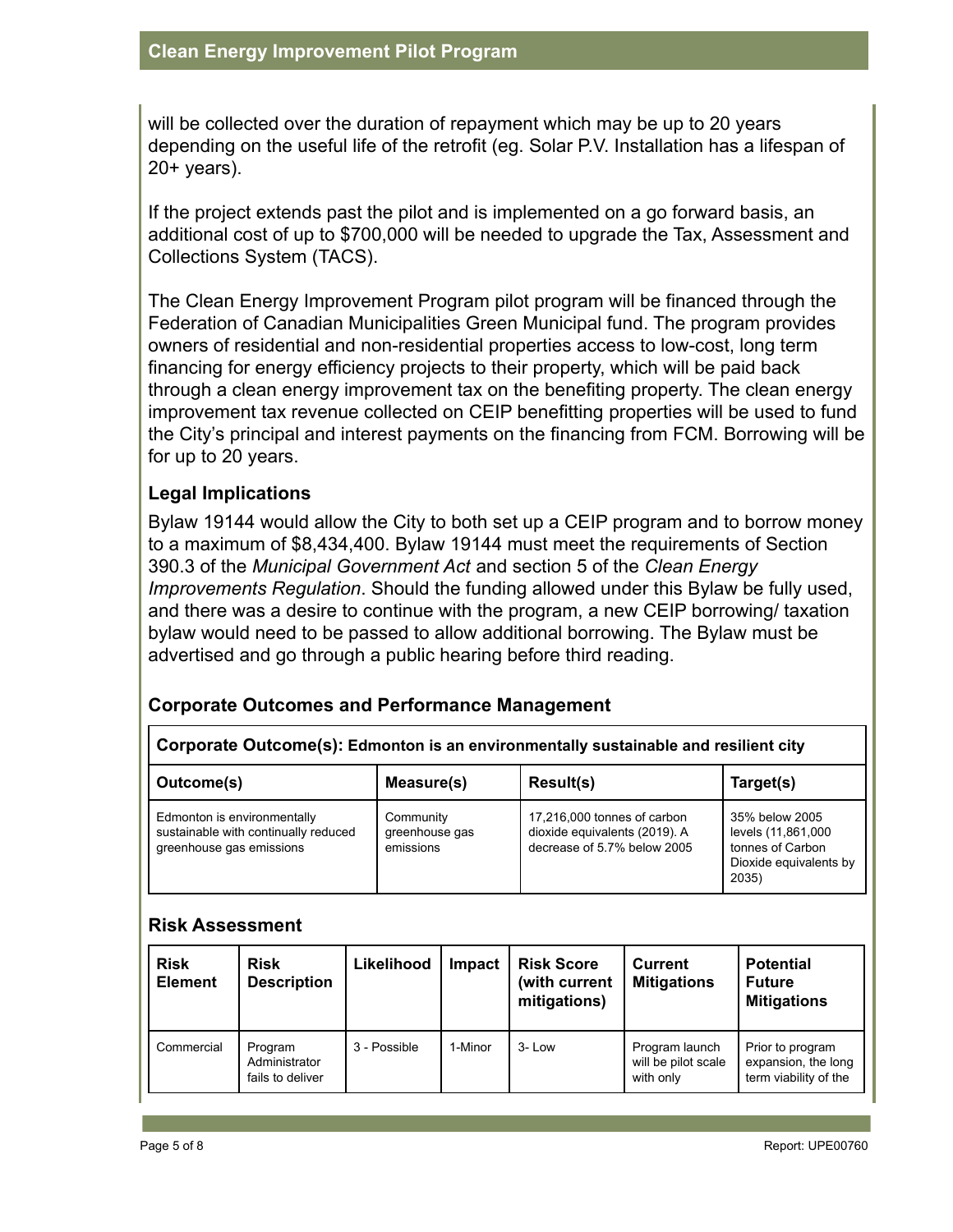will be collected over the duration of repayment which may be up to 20 years depending on the useful life of the retrofit (eg. Solar P.V. Installation has a lifespan of 20+ years).

If the project extends past the pilot and is implemented on a go forward basis, an additional cost of up to $700,000 will be needed to upgrade the Tax, Assessment and Collections System (TACS).

The Clean Energy Improvement Program pilot program will be financed through the Federation of Canadian Municipalities Green Municipal fund. The program provides owners of residential and non-residential properties access to low-cost, long term financing for energy efficiency projects to their property, which will be paid back through a clean energy improvement tax on the benefiting property. The clean energy improvement tax revenue collected on CEIP benefitting properties will be used to fund the City's principal and interest payments on the financing from FCM. Borrowing will be for up to 20 years.

### Legal Implications

Bylaw 19144 would allow the City to both set up a CEIP program and to borrow money to a maximum of $8,434,400. Bylaw 19144 must meet the requirements of Section 390.3 of the *Municipal Government Act* and section 5 of the *Clean Energy Improvements Regulation*. Should the funding allowed under this Bylaw be fully used, and there was a desire to continue with the program, a new CEIP borrowing/ taxation bylaw would need to be passed to allow additional borrowing. The Bylaw must be advertised and go through a public hearing before third reading.

### Corporate Outcomes and Performance Management

| **Corporate Outcome(s): Edmonton is an environmentally sustainable and resilient city** | | | |
|---|---|---|---|
| **Outcome(s)** | **Measure(s)** | **Result(s)** | **Target(s)** |
| Edmonton is environmentally sustainable with continually reduced greenhouse gas emissions | Community greenhouse gas emissions | 17,216,000 tonnes of carbon dioxide equivalents (2019). A decrease of 5.7% below 2005 | 35% below 2005 levels (11,861,000 tonnes of Carbon Dioxide equivalents by 2035) |

### Risk Assessment

| Risk Element | Risk Description | Likelihood | Impact | Risk Score (with current mitigations) | Current Mitigations | Potential Future Mitigations |
|---|---|---|---|---|---|---|
| Commercial | Program Administrator fails to deliver | 3 - Possible | 1-Minor | 3- Low | Program launch will be pilot scale with only | Prior to program expansion, the long term viability of the |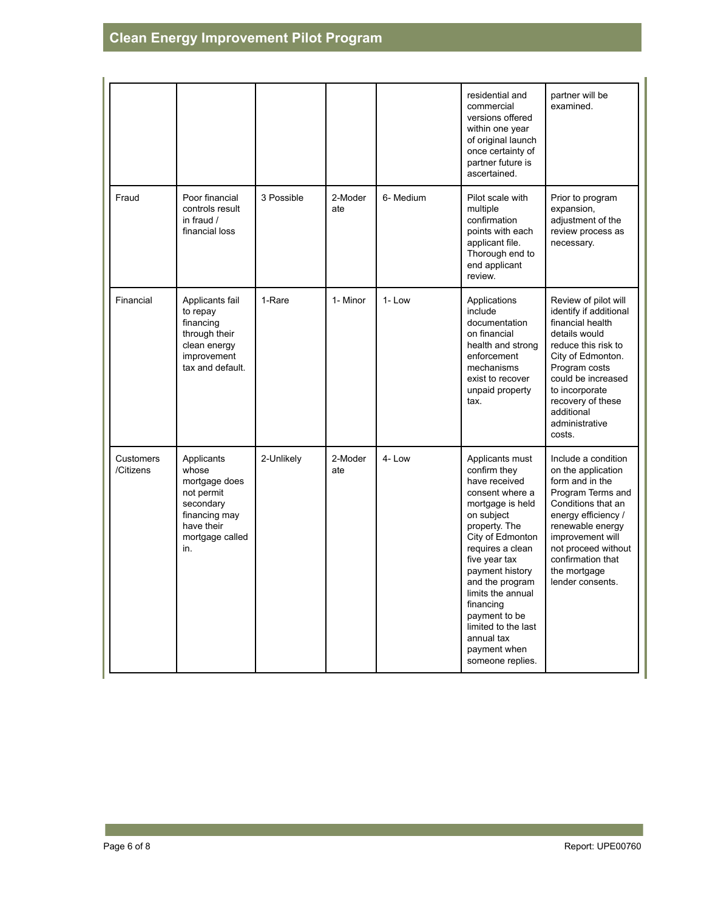| | | | | | | |
|---|---|---|---|---|---|---|
| | | | | | residential and commercial versions offered within one year of original launch once certainty of partner future is ascertained. | partner will be examined. |
| Fraud | Poor financial controls result in fraud / financial loss | 3 Possible | 2-Moderate | 6- Medium | Pilot scale with multiple confirmation points with each applicant file. Thorough end to end applicant review. | Prior to program expansion, adjustment of the review process as necessary. |
| Financial | Applicants fail to repay financing through their clean energy improvement tax and default. | 1-Rare | 1- Minor | 1- Low | Applications include documentation on financial health and strong enforcement mechanisms exist to recover unpaid property tax. | Review of pilot will identify if additional financial health details would reduce this risk to City of Edmonton. Program costs could be increased to incorporate recovery of these additional administrative costs. |
| Customers /Citizens | Applicants whose mortgage does not permit secondary financing may have their mortgage called in. | 2-Unlikely | 2-Moderate | 4- Low | Applicants must confirm they have received consent where a mortgage is held on subject property. The City of Edmonton requires a clean five year tax payment history and the program limits the annual financing payment to be limited to the last annual tax payment when someone replies. | Include a condition on the application form and in the Program Terms and Conditions that an energy efficiency / renewable energy improvement will not proceed without confirmation that the mortgage lender consents. |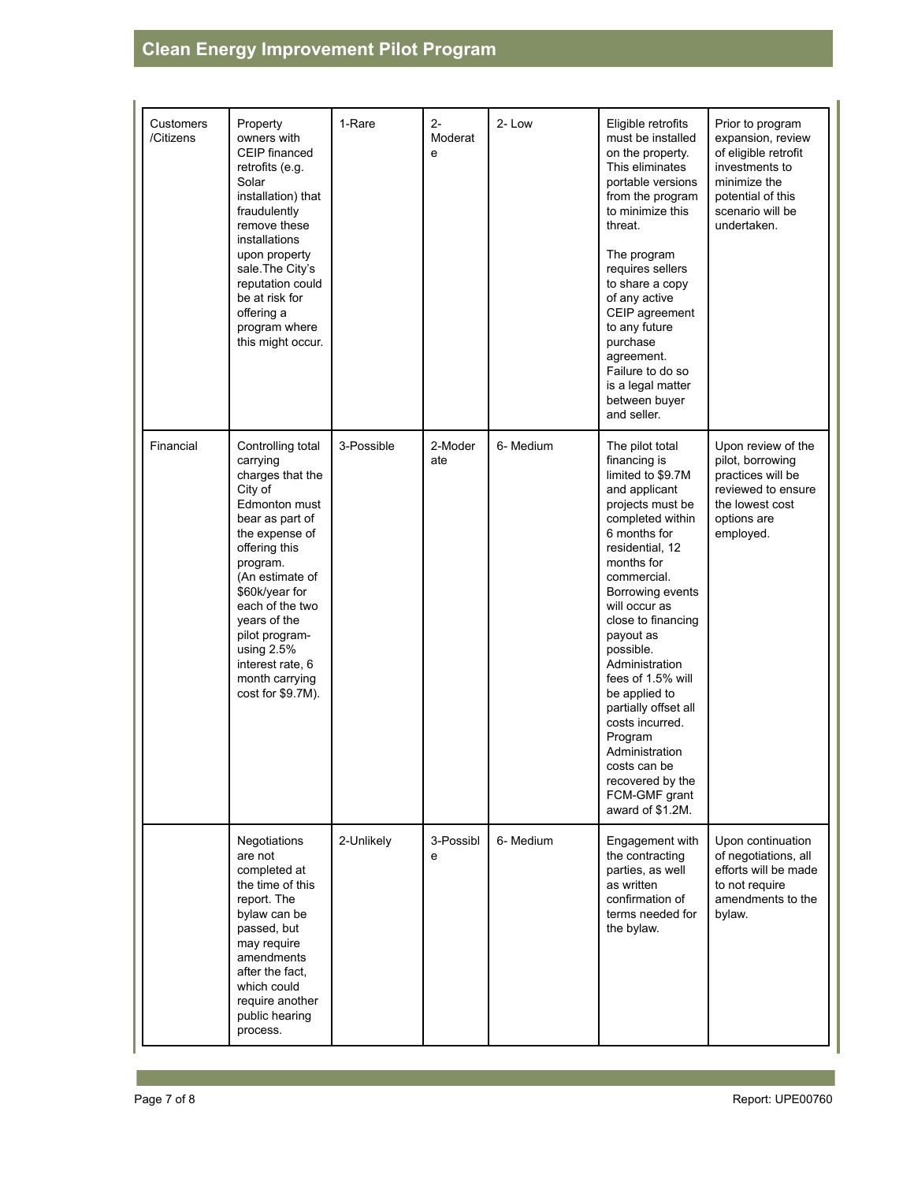| Customers /Citizens | Property owners with CEIP financed retrofits (e.g. Solar installation) that fraudulently remove these installations upon property sale.The City's reputation could be at risk for offering a program where this might occur. | 1-Rare | 2-Moderate | 2- Low | Eligible retrofits must be installed on the property. This eliminates portable versions from the program to minimize this threat.<br><br>The program requires sellers to share a copy of any active CEIP agreement to any future purchase agreement. Failure to do so is a legal matter between buyer and seller. | Prior to program expansion, review of eligible retrofit investments to minimize the potential of this scenario will be undertaken. |
|---|---|---|---|---|---|---|
| Financial | Controlling total carrying charges that the City of Edmonton must bear as part of the expense of offering this program. (An estimate of $60k/year for each of the two years of the pilot program- using 2.5% interest rate, 6 month carrying cost for $9.7M). | 3-Possible | 2-Moderate | 6- Medium | The pilot total financing is limited to $9.7M and applicant projects must be completed within 6 months for residential, 12 months for commercial. Borrowing events will occur as close to financing payout as possible. Administration fees of 1.5% will be applied to partially offset all costs incurred. Program Administration costs can be recovered by the FCM-GMF grant award of $1.2M. | Upon review of the pilot, borrowing practices will be reviewed to ensure the lowest cost options are employed. |
| | Negotiations are not completed at the time of this report. The bylaw can be passed, but may require amendments after the fact, which could require another public hearing process. | 2-Unlikely | 3-Possible | 6- Medium | Engagement with the contracting parties, as well as written confirmation of terms needed for the bylaw. | Upon continuation of negotiations, all efforts will be made to not require amendments to the bylaw. |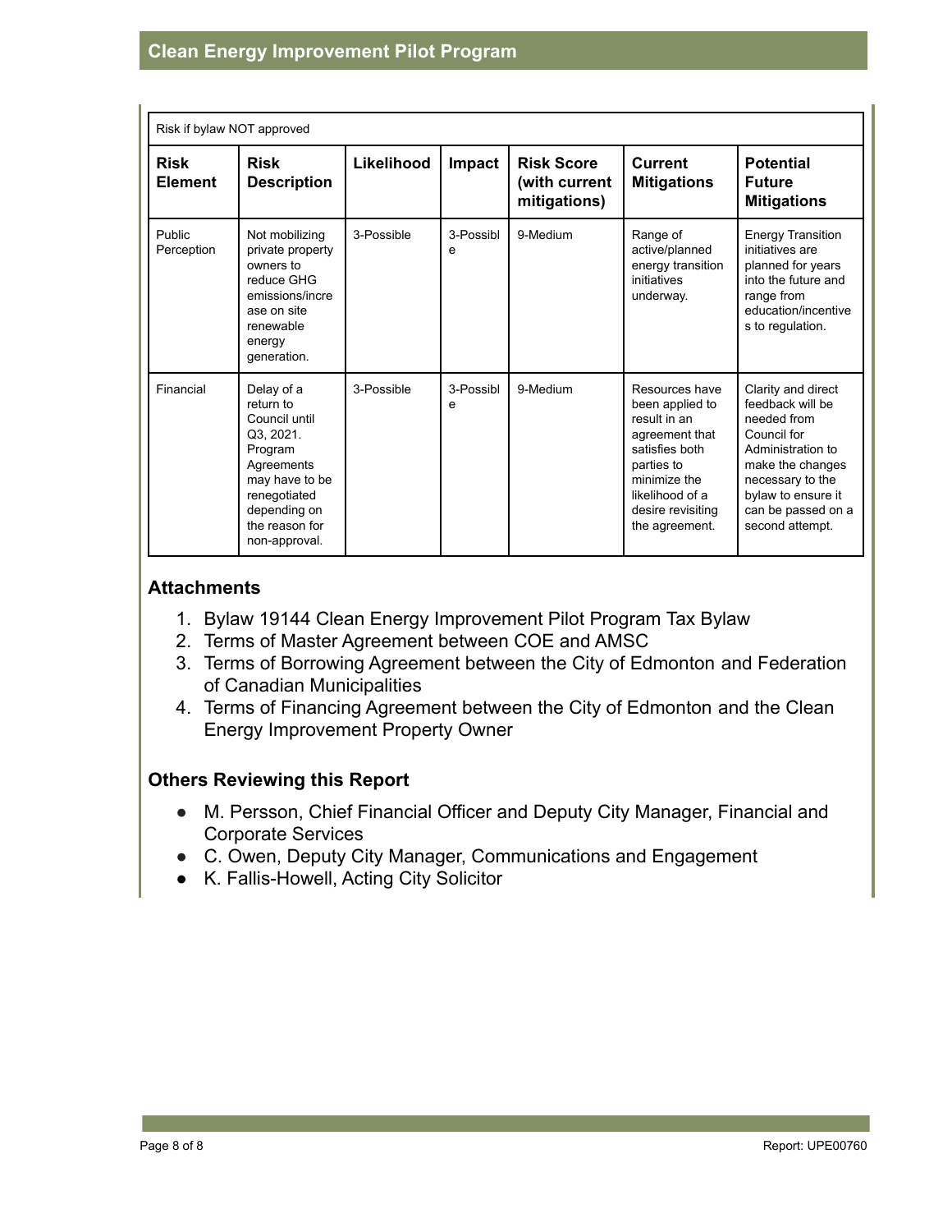| Risk if bylaw NOT approved | | | | | | |
|---|---|---|---|---|---|---|
| **Risk Element** | **Risk Description** | **Likelihood** | **Impact** | **Risk Score (with current mitigations)** | **Current Mitigations** | **Potential Future Mitigations** |
| Public Perception | Not mobilizing private property owners to reduce GHG emissions/increase on site renewable energy generation. | 3-Possible | 3-Possible | 9-Medium | Range of active/planned energy transition initiatives underway. | Energy Transition initiatives are planned for years into the future and range from education/incentives to regulation. |
| Financial | Delay of a return to Council until Q3, 2021. Program Agreements may have to be renegotiated depending on the reason for non-approval. | 3-Possible | 3-Possible | 9-Medium | Resources have been applied to result in an agreement that satisfies both parties to minimize the likelihood of a desire revisiting the agreement. | Clarity and direct feedback will be needed from Council for Administration to make the changes necessary to the bylaw to ensure it can be passed on a second attempt. |

## Attachments

1. Bylaw 19144 Clean Energy Improvement Pilot Program Tax Bylaw
2. Terms of Master Agreement between COE and AMSC
3. Terms of Borrowing Agreement between the City of Edmonton and Federation of Canadian Municipalities
4. Terms of Financing Agreement between the City of Edmonton and the Clean Energy Improvement Property Owner

## Others Reviewing this Report

- M. Persson, Chief Financial Officer and Deputy City Manager, Financial and Corporate Services
- C. Owen, Deputy City Manager, Communications and Engagement
- K. Fallis-Howell, Acting City Solicitor